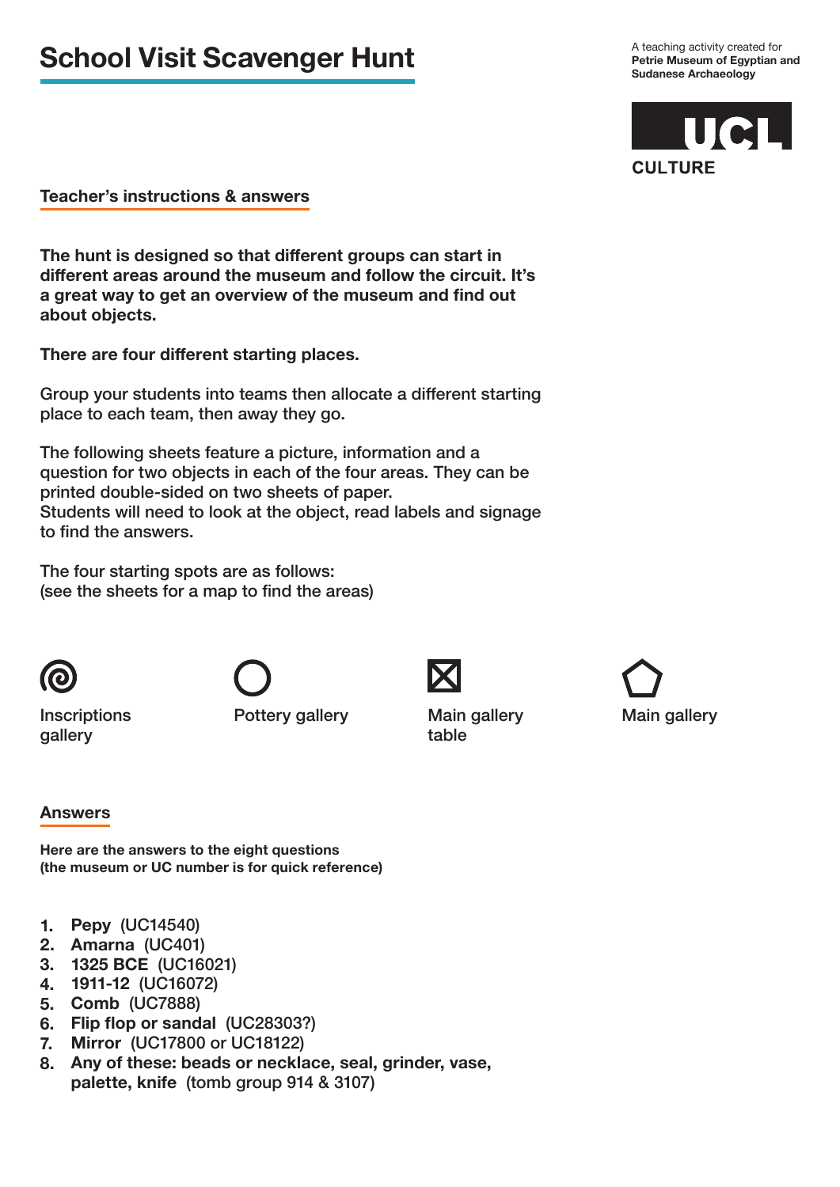# School Visit Scavenger Hunt

A teaching activity created for **Petrie Museum of Egyptian and Sudanese Archaeology**

UCL CULTURE

## Teacher's instructions & answers

**The hunt is designed so that different groups can start in different areas around the museum and follow the circuit. It's a great way to get an overview of the museum and find out about objects.**

**There are four different starting places.**

Group your students into teams then allocate a different starting place to each team, then away they go.

The following sheets feature a picture, information and a question for two objects in each of the four areas. They can be printed double-sided on two sheets of paper.
Students will need to look at the object, read labels and signage to find the answers.

The four starting spots are as follows:
(see the sheets for a map to find the areas)

- Inscriptions gallery
- Pottery gallery
- Main gallery table
- Main gallery

## Answers

**Here are the answers to the eight questions (the museum or UC number is for quick reference)**

1. **Pepy** (UC14540)
2. **Amarna** (UC401)
3. **1325 BCE** (UC16021)
4. **1911-12** (UC16072)
5. **Comb** (UC7888)
6. **Flip flop or sandal** (UC28303?)
7. **Mirror** (UC17800 or UC18122)
8. **Any of these: beads or necklace, seal, grinder, vase, palette, knife** (tomb group 914 & 3107)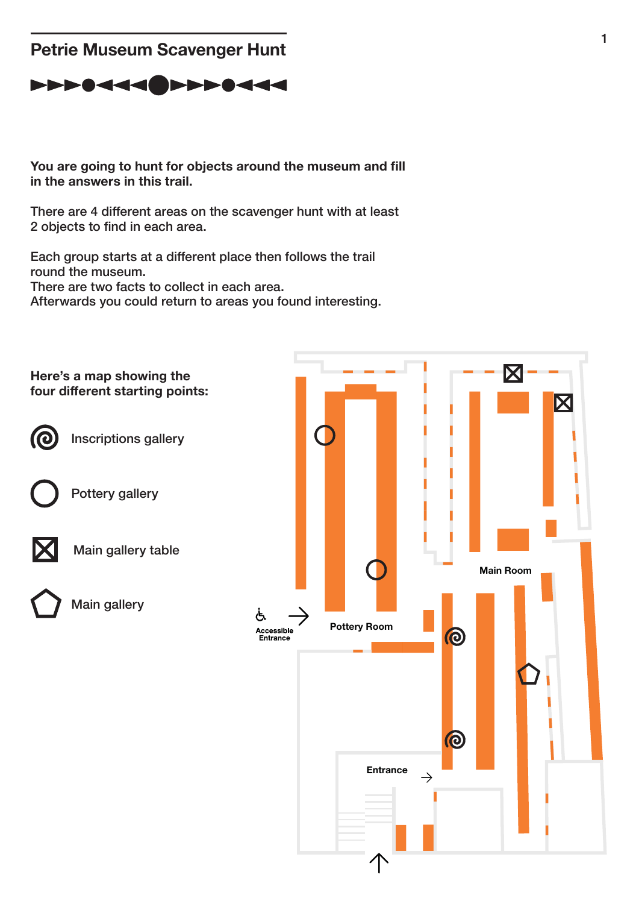## Petrie Museum Scavenger Hunt

**You are going to hunt for objects around the museum and fill in the answers in this trail.**

There are 4 different areas on the scavenger hunt with at least 2 objects to find in each area.

Each group starts at a different place then follows the trail round the museum.
There are two facts to collect in each area.
Afterwards you could return to areas you found interesting.

**Here's a map showing the four different starting points:**

- Inscriptions gallery
- Pottery gallery
- Main gallery table
- Main gallery

Main Room

Accessible Entrance

Pottery Room

Entrance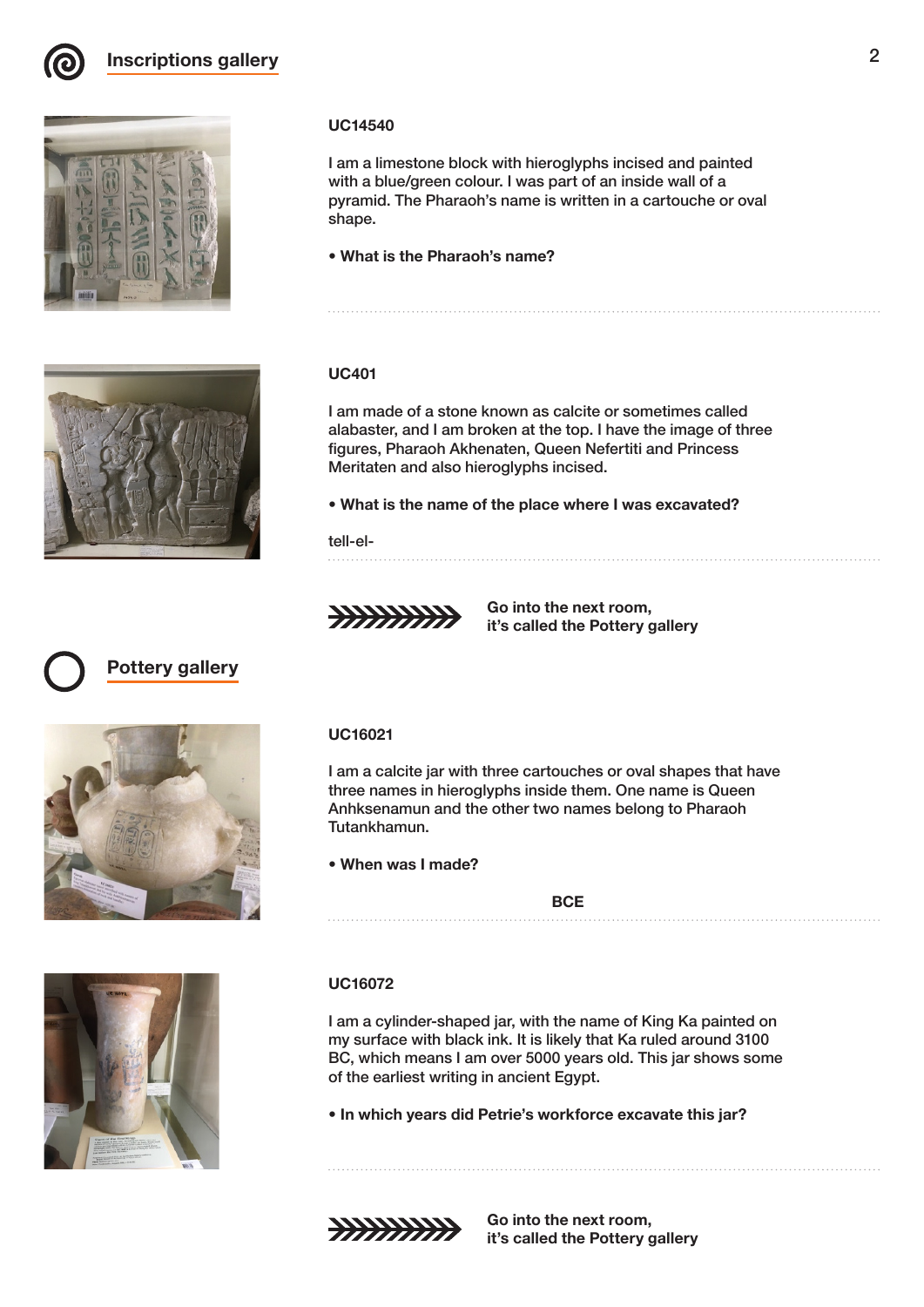## Inscriptions gallery

**UC14540**

I am a limestone block with hieroglyphs incised and painted with a blue/green colour. I was part of an inside wall of a pyramid. The Pharaoh's name is written in a cartouche or oval shape.

- **What is the Pharaoh's name?**

**UC401**

I am made of a stone known as calcite or sometimes called alabaster, and I am broken at the top. I have the image of three figures, Pharaoh Akhenaten, Queen Nefertiti and Princess Meritaten and also hieroglyphs incised.

- **What is the name of the place where I was excavated?**

tell-el-

**Go into the next room, it's called the Pottery gallery**

## Pottery gallery

**UC16021**

I am a calcite jar with three cartouches or oval shapes that have three names in hieroglyphs inside them. One name is Queen Anhksenamun and the other two names belong to Pharaoh Tutankhamun.

- **When was I made?**

**BCE**

**UC16072**

I am a cylinder-shaped jar, with the name of King Ka painted on my surface with black ink. It is likely that Ka ruled around 3100 BC, which means I am over 5000 years old. This jar shows some of the earliest writing in ancient Egypt.

- **In which years did Petrie's workforce excavate this jar?**

**Go into the next room, it's called the Pottery gallery**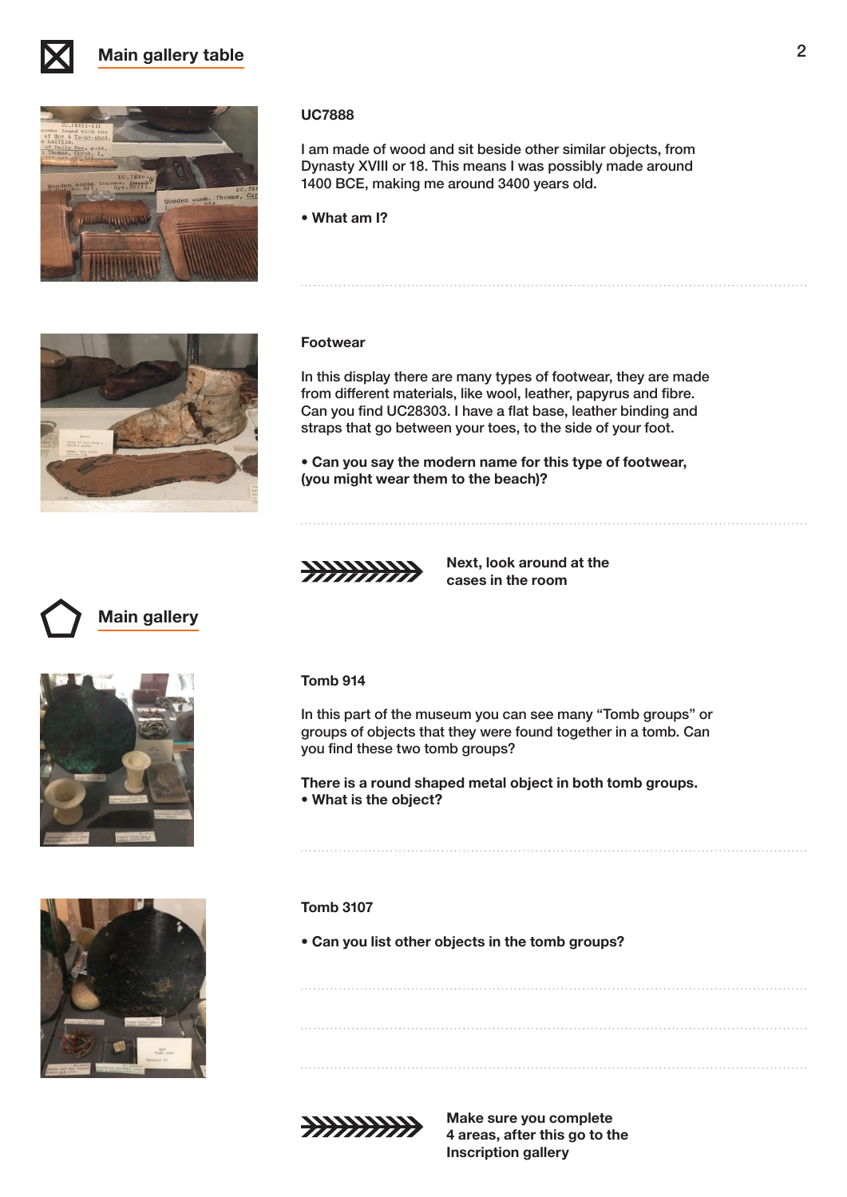## Main gallery table

### UC7888

I am made of wood and sit beside other similar objects, from Dynasty XVIII or 18. This means I was possibly made around 1400 BCE, making me around 3400 years old.

- **What am I?**

### Footwear

In this display there are many types of footwear, they are made from different materials, like wool, leather, papyrus and fibre. Can you find UC28303. I have a flat base, leather binding and straps that go between your toes, to the side of your foot.

- **Can you say the modern name for this type of footwear, (you might wear them to the beach)?**

**Next, look around at the cases in the room**

## Main gallery

### Tomb 914

In this part of the museum you can see many "Tomb groups" or groups of objects that they were found together in a tomb. Can you find these two tomb groups?

**There is a round shaped metal object in both tomb groups.**
- **What is the object?**

### Tomb 3107

- **Can you list other objects in the tomb groups?**

**Make sure you complete 4 areas, after this go to the Inscription gallery**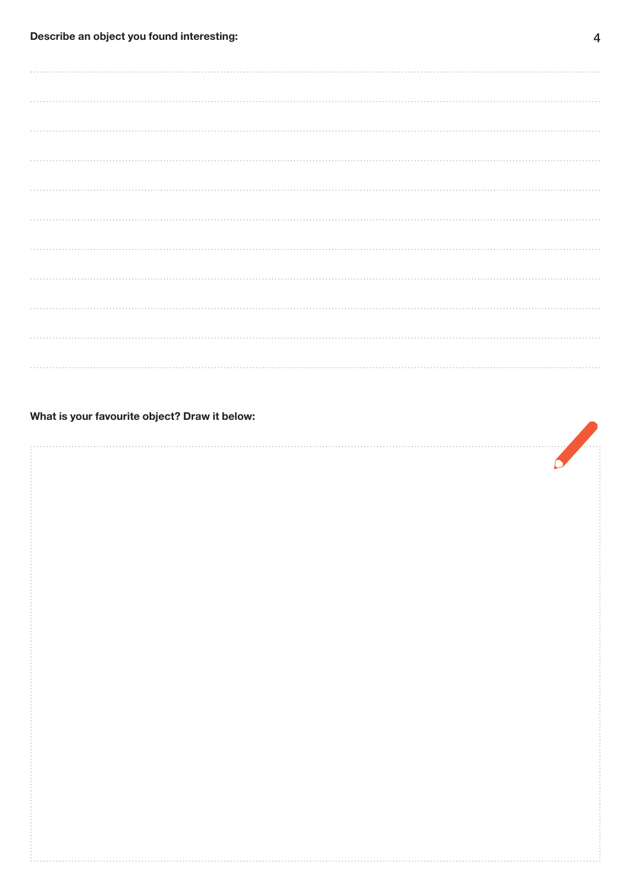**Describe an object you found interesting:**

**What is your favourite object? Draw it below:**